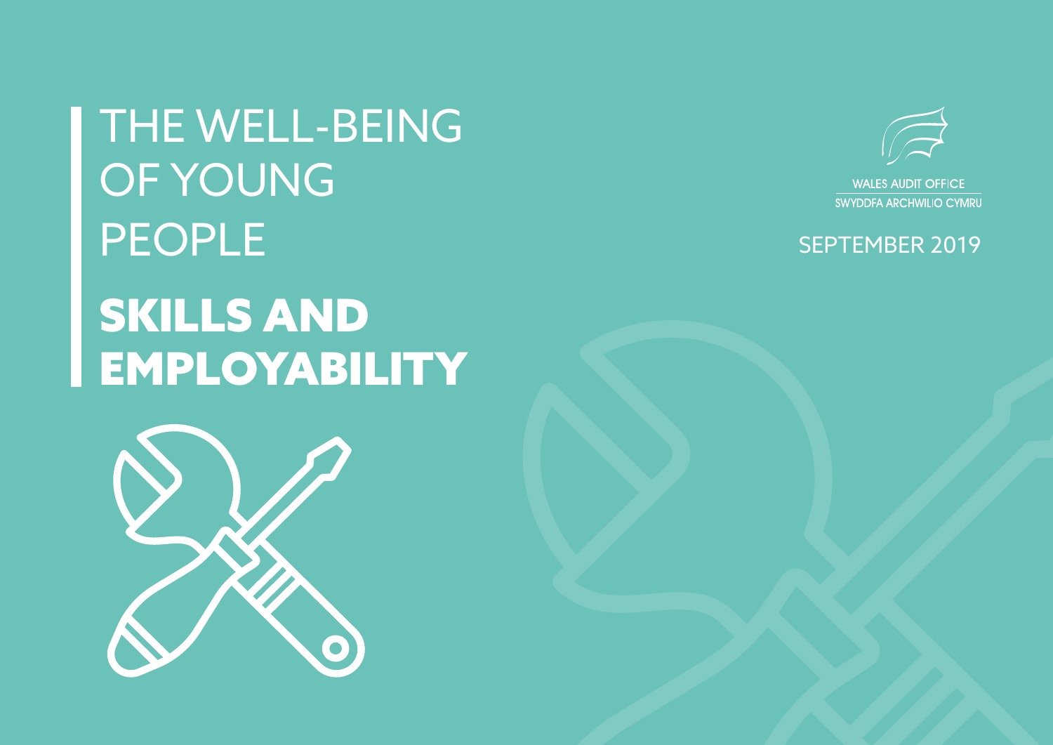# THE WELL-BEING OF YOUNG PEOPLE

# SKILLS AND EMPLOYABILITY

WALES AUDIT OFFICE
SWYDDFA ARCHWILIO CYMRU

SEPTEMBER 2019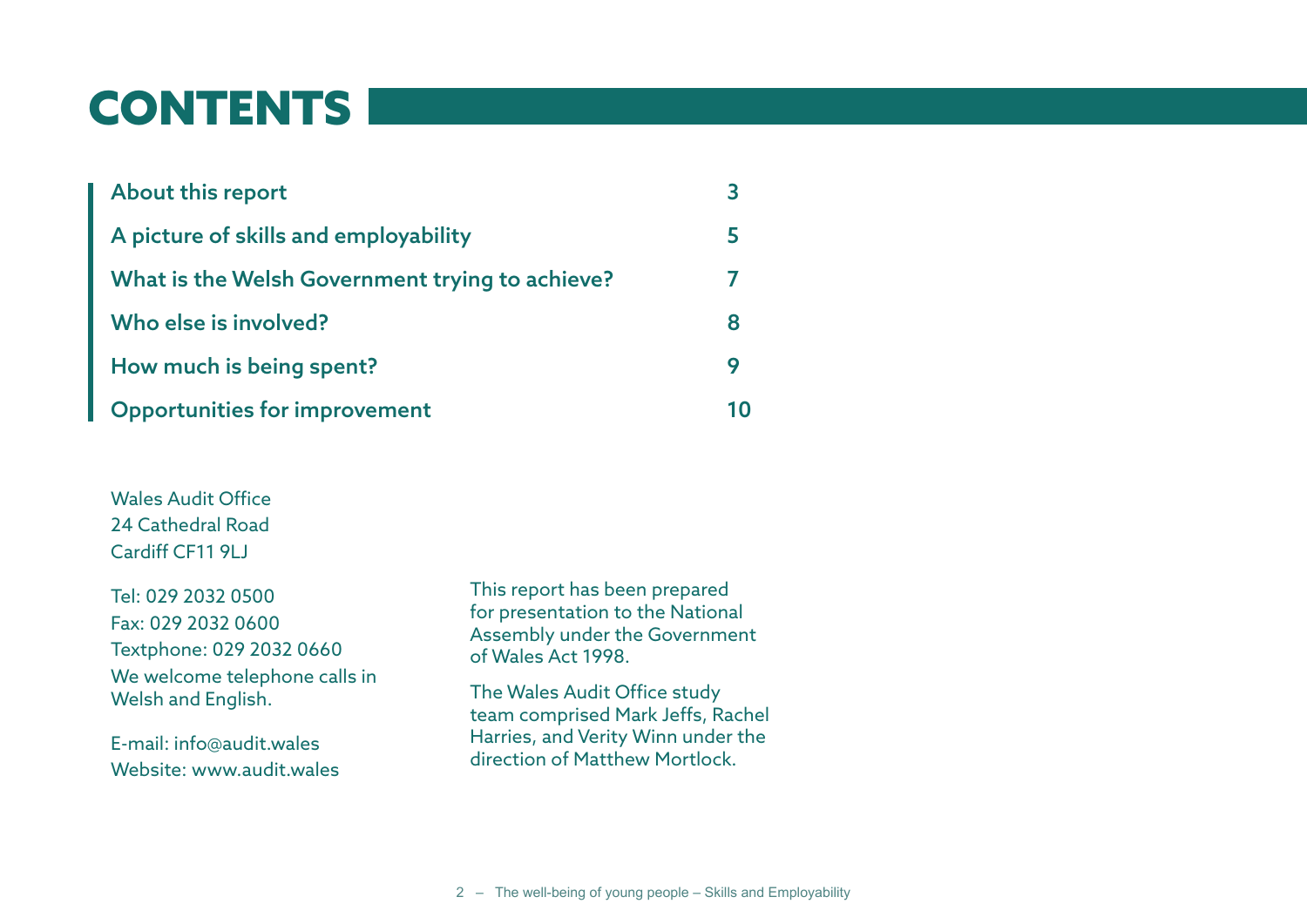# CONTENTS

| | |
|---|---|
| About this report | 3 |
| A picture of skills and employability | 5 |
| What is the Welsh Government trying to achieve? | 7 |
| Who else is involved? | 8 |
| How much is being spent? | 9 |
| Opportunities for improvement | 10 |

Wales Audit Office
24 Cathedral Road
Cardiff CF11 9LJ

Tel: 029 2032 0500
Fax: 029 2032 0600
Textphone: 029 2032 0660
We welcome telephone calls in Welsh and English.

E-mail: info@audit.wales
Website: www.audit.wales

This report has been prepared for presentation to the National Assembly under the Government of Wales Act 1998.

The Wales Audit Office study team comprised Mark Jeffs, Rachel Harries, and Verity Winn under the direction of Matthew Mortlock.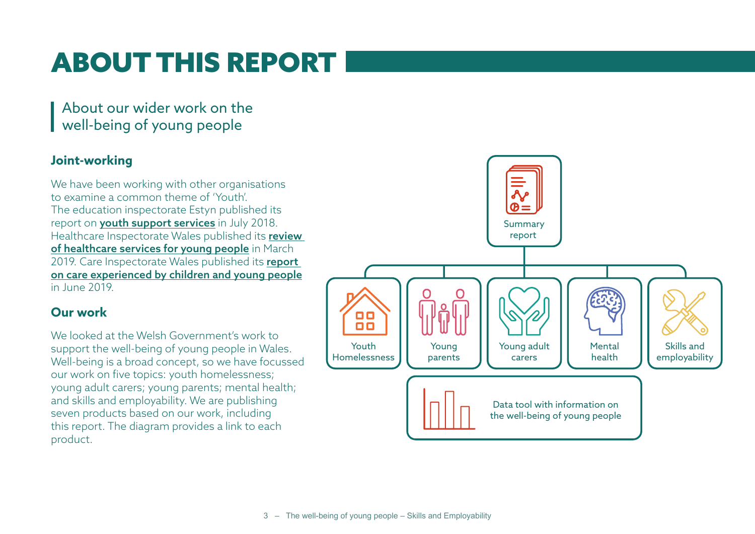# ABOUT THIS REPORT

## About our wider work on the well-being of young people

### Joint-working

We have been working with other organisations to examine a common theme of 'Youth'. The education inspectorate Estyn published its report on **youth support services** in July 2018. Healthcare Inspectorate Wales published its **review of healthcare services for young people** in March 2019. Care Inspectorate Wales published its **report on care experienced by children and young people** in June 2019.

### Our work

We looked at the Welsh Government's work to support the well-being of young people in Wales. Well-being is a broad concept, so we have focussed our work on five topics: youth homelessness; young adult carers; young parents; mental health; and skills and employability. We are publishing seven products based on our work, including this report. The diagram provides a link to each product.

Summary report

- Youth Homelessness
- Young parents
- Young adult carers
- Mental health
- Skills and employability

Data tool with information on the well-being of young people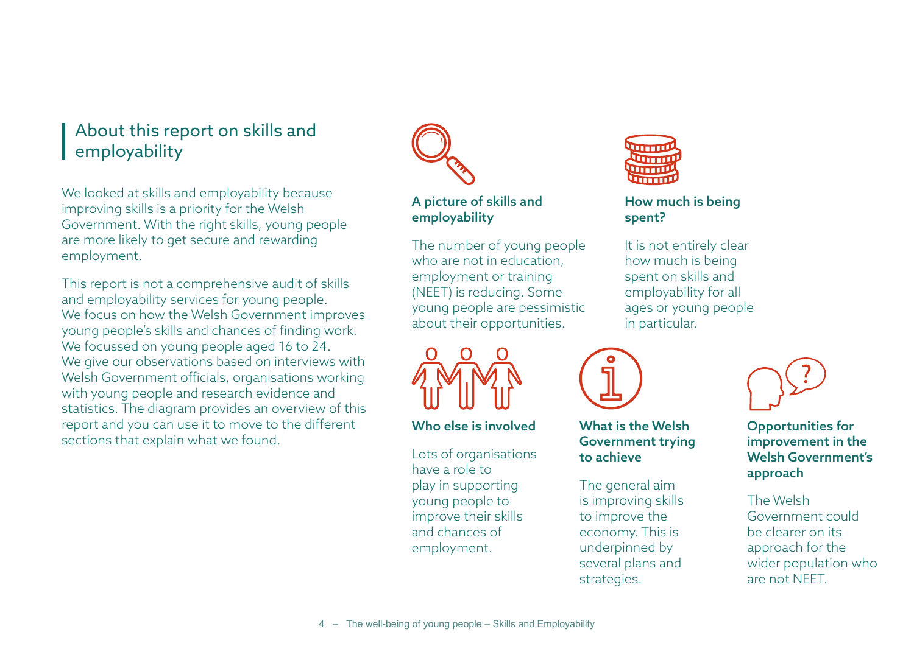## About this report on skills and employability

We looked at skills and employability because improving skills is a priority for the Welsh Government. With the right skills, young people are more likely to get secure and rewarding employment.

This report is not a comprehensive audit of skills and employability services for young people. We focus on how the Welsh Government improves young people's skills and chances of finding work. We focussed on young people aged 16 to 24. We give our observations based on interviews with Welsh Government officials, organisations working with young people and research evidence and statistics. The diagram provides an overview of this report and you can use it to move to the different sections that explain what we found.

### A picture of skills and employability

The number of young people who are not in education, employment or training (NEET) is reducing. Some young people are pessimistic about their opportunities.

### How much is being spent?

It is not entirely clear how much is being spent on skills and employability for all ages or young people in particular.

### Who else is involved

Lots of organisations have a role to play in supporting young people to improve their skills and chances of employment.

### What is the Welsh Government trying to achieve

The general aim is improving skills to improve the economy. This is underpinned by several plans and strategies.

### Opportunities for improvement in the Welsh Government's approach

The Welsh Government could be clearer on its approach for the wider population who are not NEET.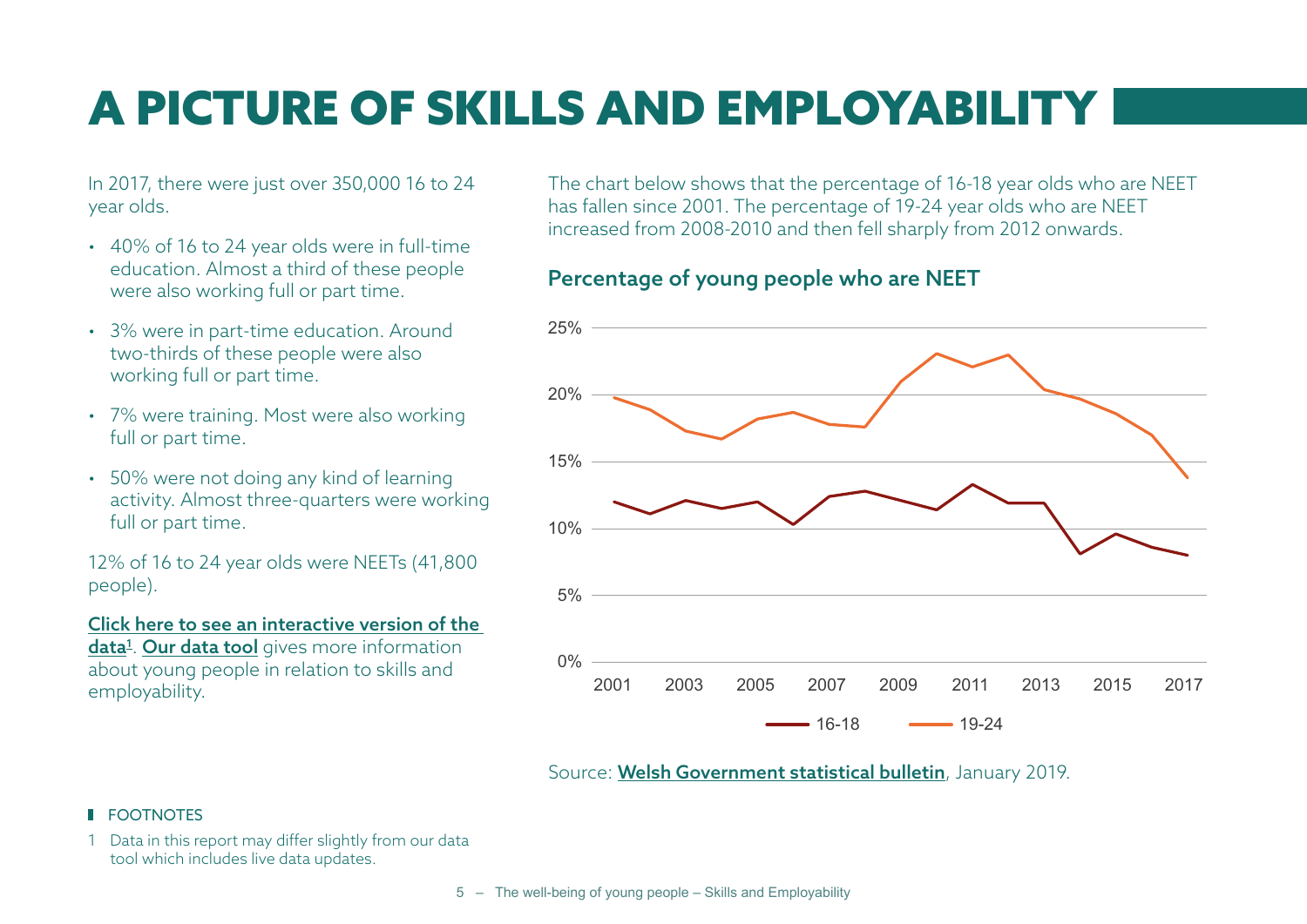# A PICTURE OF SKILLS AND EMPLOYABILITY

In 2017, there were just over 350,000 16 to 24 year olds.

- 40% of 16 to 24 year olds were in full-time education. Almost a third of these people were also working full or part time.
- 3% were in part-time education. Around two-thirds of these people were also working full or part time.
- 7% were training. Most were also working full or part time.
- 50% were not doing any kind of learning activity. Almost three-quarters were working full or part time.

12% of 16 to 24 year olds were NEETs (41,800 people).

**Click here to see an interactive version of the data**[1]. **Our data tool** gives more information about young people in relation to skills and employability.

The chart below shows that the percentage of 16-18 year olds who are NEET has fallen since 2001. The percentage of 19-24 year olds who are NEET increased from 2008-2010 and then fell sharply from 2012 onwards.

## Percentage of young people who are NEET

Source: **Welsh Government statistical bulletin**, January 2019.

FOOTNOTES

1 Data in this report may differ slightly from our data tool which includes live data updates.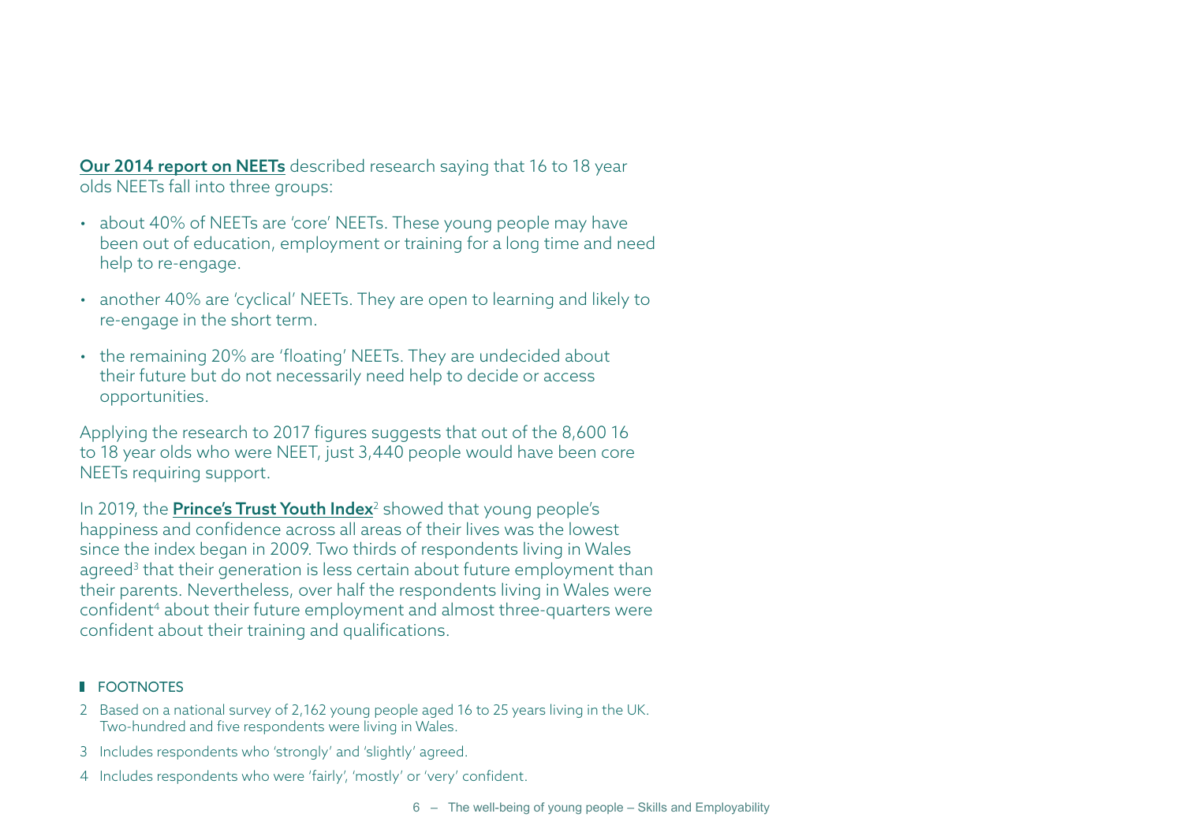**Our 2014 report on NEETs** described research saying that 16 to 18 year olds NEETs fall into three groups:

- about 40% of NEETs are 'core' NEETs. These young people may have been out of education, employment or training for a long time and need help to re-engage.
- another 40% are 'cyclical' NEETs. They are open to learning and likely to re-engage in the short term.
- the remaining 20% are 'floating' NEETs. They are undecided about their future but do not necessarily need help to decide or access opportunities.

Applying the research to 2017 figures suggests that out of the 8,600 16 to 18 year olds who were NEET, just 3,440 people would have been core NEETs requiring support.

In 2019, the **Prince's Trust Youth Index**[2] showed that young people's happiness and confidence across all areas of their lives was the lowest since the index began in 2009. Two thirds of respondents living in Wales agreed[3] that their generation is less certain about future employment than their parents. Nevertheless, over half the respondents living in Wales were confident[4] about their future employment and almost three-quarters were confident about their training and qualifications.

FOOTNOTES

2 Based on a national survey of 2,162 young people aged 16 to 25 years living in the UK. Two-hundred and five respondents were living in Wales.

3 Includes respondents who 'strongly' and 'slightly' agreed.

4 Includes respondents who were 'fairly', 'mostly' or 'very' confident.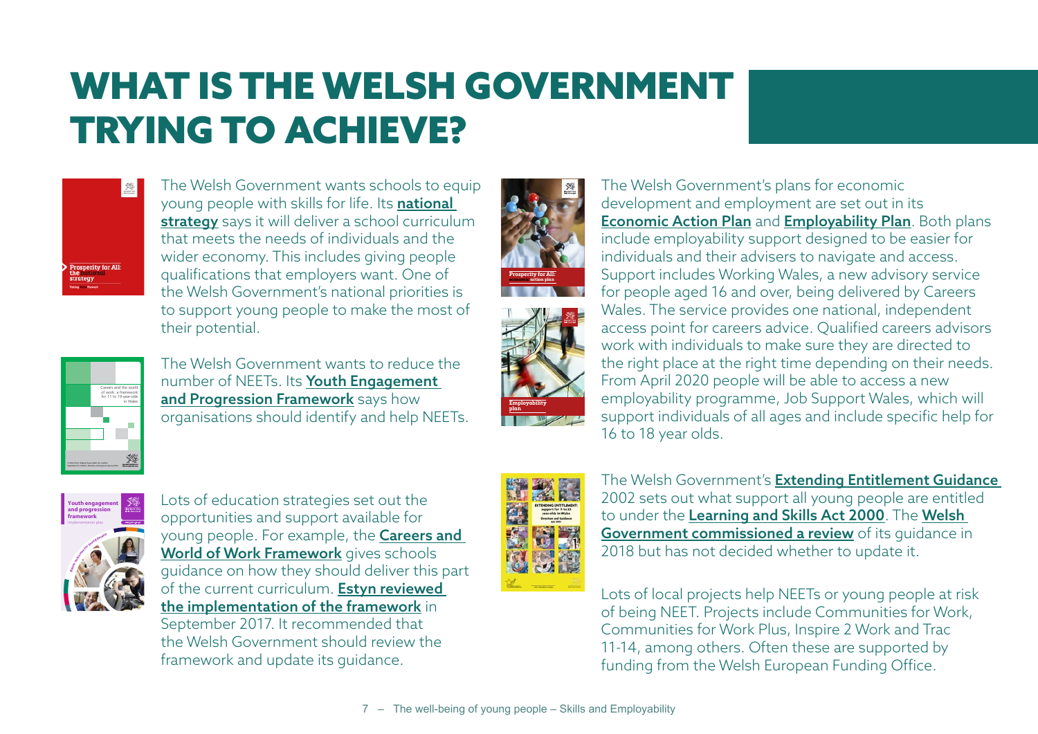# WHAT IS THE WELSH GOVERNMENT TRYING TO ACHIEVE?

The Welsh Government wants schools to equip young people with skills for life. Its **national strategy** says it will deliver a school curriculum that meets the needs of individuals and the wider economy. This includes giving people qualifications that employers want. One of the Welsh Government's national priorities is to support young people to make the most of their potential.

The Welsh Government wants to reduce the number of NEETs. Its **Youth Engagement and Progression Framework** says how organisations should identify and help NEETs.

Lots of education strategies set out the opportunities and support available for young people. For example, the **Careers and World of Work Framework** gives schools guidance on how they should deliver this part of the current curriculum. **Estyn reviewed the implementation of the framework** in September 2017. It recommended that the Welsh Government should review the framework and update its guidance.

The Welsh Government's plans for economic development and employment are set out in its **Economic Action Plan** and **Employability Plan**. Both plans include employability support designed to be easier for individuals and their advisers to navigate and access. Support includes Working Wales, a new advisory service for people aged 16 and over, being delivered by Careers Wales. The service provides one national, independent access point for careers advice. Qualified careers advisors work with individuals to make sure they are directed to the right place at the right time depending on their needs. From April 2020 people will be able to access a new employability programme, Job Support Wales, which will support individuals of all ages and include specific help for 16 to 18 year olds.

The Welsh Government's **Extending Entitlement Guidance** 2002 sets out what support all young people are entitled to under the **Learning and Skills Act 2000**. The **Welsh Government commissioned a review** of its guidance in 2018 but has not decided whether to update it.

Lots of local projects help NEETs or young people at risk of being NEET. Projects include Communities for Work, Communities for Work Plus, Inspire 2 Work and Trac 11-14, among others. Often these are supported by funding from the Welsh European Funding Office.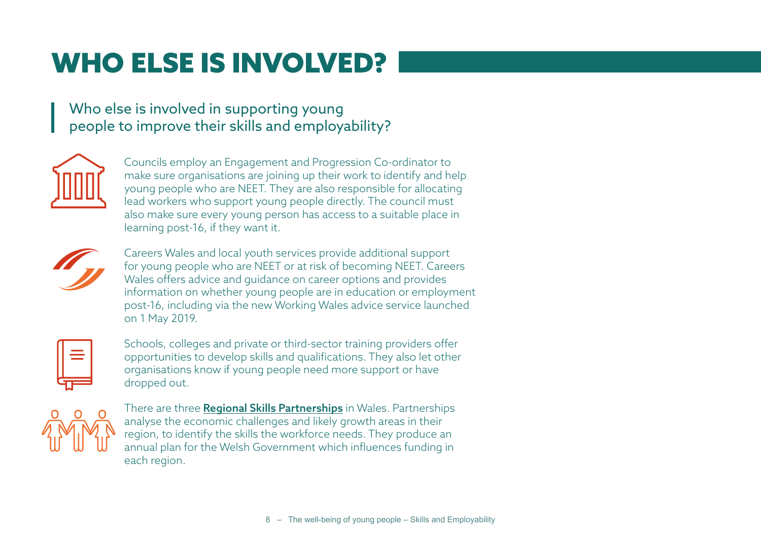# WHO ELSE IS INVOLVED?

> Who else is involved in supporting young people to improve their skills and employability?

Councils employ an Engagement and Progression Co-ordinator to make sure organisations are joining up their work to identify and help young people who are NEET. They are also responsible for allocating lead workers who support young people directly. The council must also make sure every young person has access to a suitable place in learning post-16, if they want it.

Careers Wales and local youth services provide additional support for young people who are NEET or at risk of becoming NEET. Careers Wales offers advice and guidance on career options and provides information on whether young people are in education or employment post-16, including via the new Working Wales advice service launched on 1 May 2019.

Schools, colleges and private or third-sector training providers offer opportunities to develop skills and qualifications. They also let other organisations know if young people need more support or have dropped out.

There are three **Regional Skills Partnerships** in Wales. Partnerships analyse the economic challenges and likely growth areas in their region, to identify the skills the workforce needs. They produce an annual plan for the Welsh Government which influences funding in each region.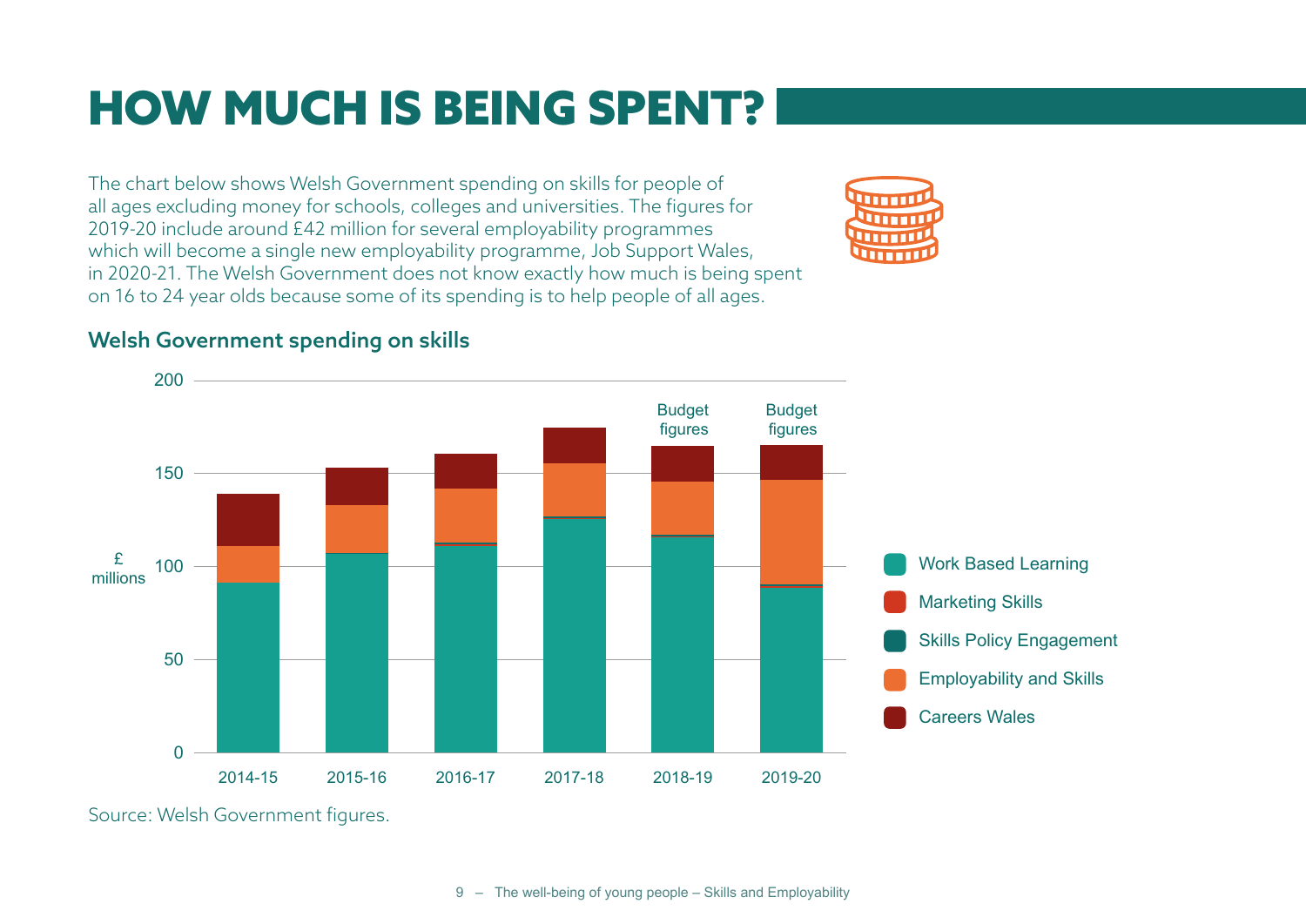# HOW MUCH IS BEING SPENT?

The chart below shows Welsh Government spending on skills for people of all ages excluding money for schools, colleges and universities. The figures for 2019-20 include around £42 million for several employability programmes which will become a single new employability programme, Job Support Wales, in 2020-21. The Welsh Government does not know exactly how much is being spent on 16 to 24 year olds because some of its spending is to help people of all ages.

### Welsh Government spending on skills

Source: Welsh Government figures.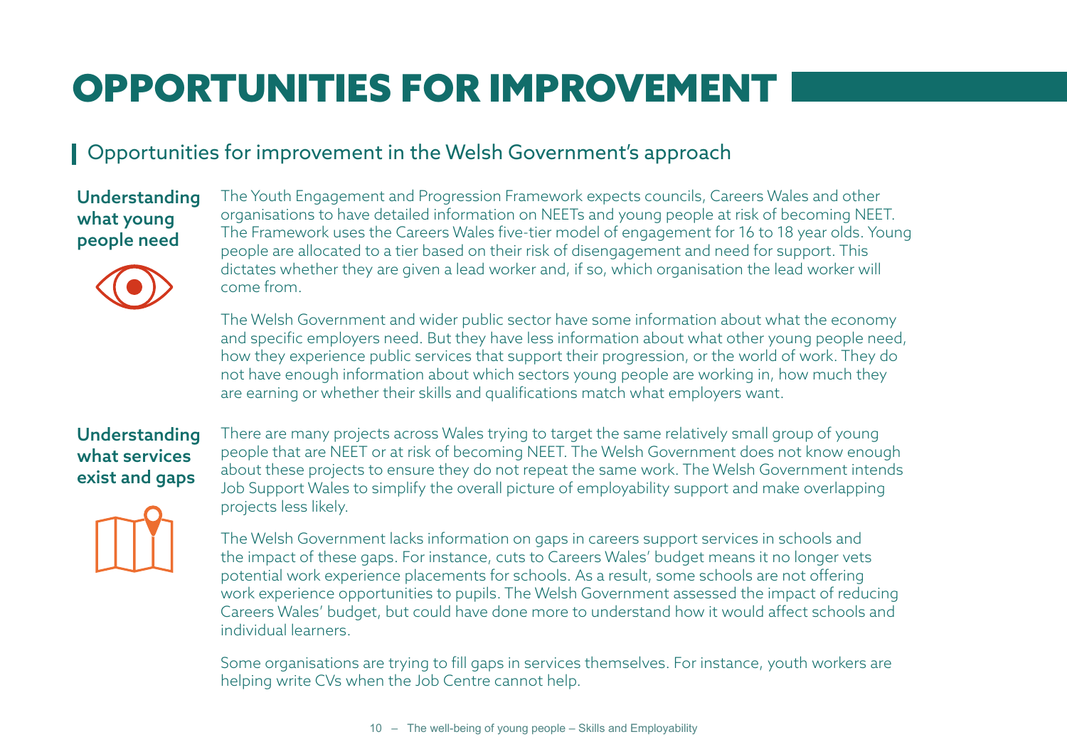# OPPORTUNITIES FOR IMPROVEMENT

## Opportunities for improvement in the Welsh Government's approach

### Understanding what young people need

The Youth Engagement and Progression Framework expects councils, Careers Wales and other organisations to have detailed information on NEETs and young people at risk of becoming NEET. The Framework uses the Careers Wales five-tier model of engagement for 16 to 18 year olds. Young people are allocated to a tier based on their risk of disengagement and need for support. This dictates whether they are given a lead worker and, if so, which organisation the lead worker will come from.

The Welsh Government and wider public sector have some information about what the economy and specific employers need. But they have less information about what other young people need, how they experience public services that support their progression, or the world of work. They do not have enough information about which sectors young people are working in, how much they are earning or whether their skills and qualifications match what employers want.

### Understanding what services exist and gaps

There are many projects across Wales trying to target the same relatively small group of young people that are NEET or at risk of becoming NEET. The Welsh Government does not know enough about these projects to ensure they do not repeat the same work. The Welsh Government intends Job Support Wales to simplify the overall picture of employability support and make overlapping projects less likely.

The Welsh Government lacks information on gaps in careers support services in schools and the impact of these gaps. For instance, cuts to Careers Wales' budget means it no longer vets potential work experience placements for schools. As a result, some schools are not offering work experience opportunities to pupils. The Welsh Government assessed the impact of reducing Careers Wales' budget, but could have done more to understand how it would affect schools and individual learners.

Some organisations are trying to fill gaps in services themselves. For instance, youth workers are helping write CVs when the Job Centre cannot help.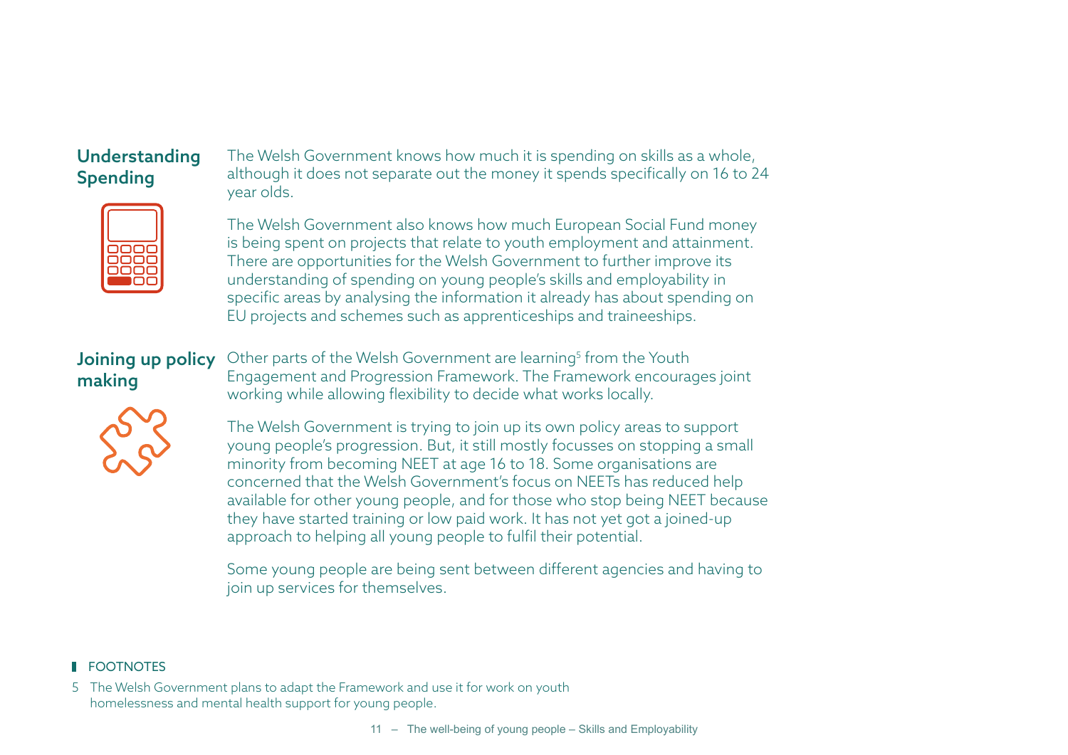## Understanding Spending

The Welsh Government knows how much it is spending on skills as a whole, although it does not separate out the money it spends specifically on 16 to 24 year olds.

The Welsh Government also knows how much European Social Fund money is being spent on projects that relate to youth employment and attainment. There are opportunities for the Welsh Government to further improve its understanding of spending on young people's skills and employability in specific areas by analysing the information it already has about spending on EU projects and schemes such as apprenticeships and traineeships.

## Joining up policy making

Other parts of the Welsh Government are learning[5] from the Youth Engagement and Progression Framework. The Framework encourages joint working while allowing flexibility to decide what works locally.

The Welsh Government is trying to join up its own policy areas to support young people's progression. But, it still mostly focusses on stopping a small minority from becoming NEET at age 16 to 18. Some organisations are concerned that the Welsh Government's focus on NEETs has reduced help available for other young people, and for those who stop being NEET because they have started training or low paid work. It has not yet got a joined-up approach to helping all young people to fulfil their potential.

Some young people are being sent between different agencies and having to join up services for themselves.

---

**FOOTNOTES**

5 The Welsh Government plans to adapt the Framework and use it for work on youth homelessness and mental health support for young people.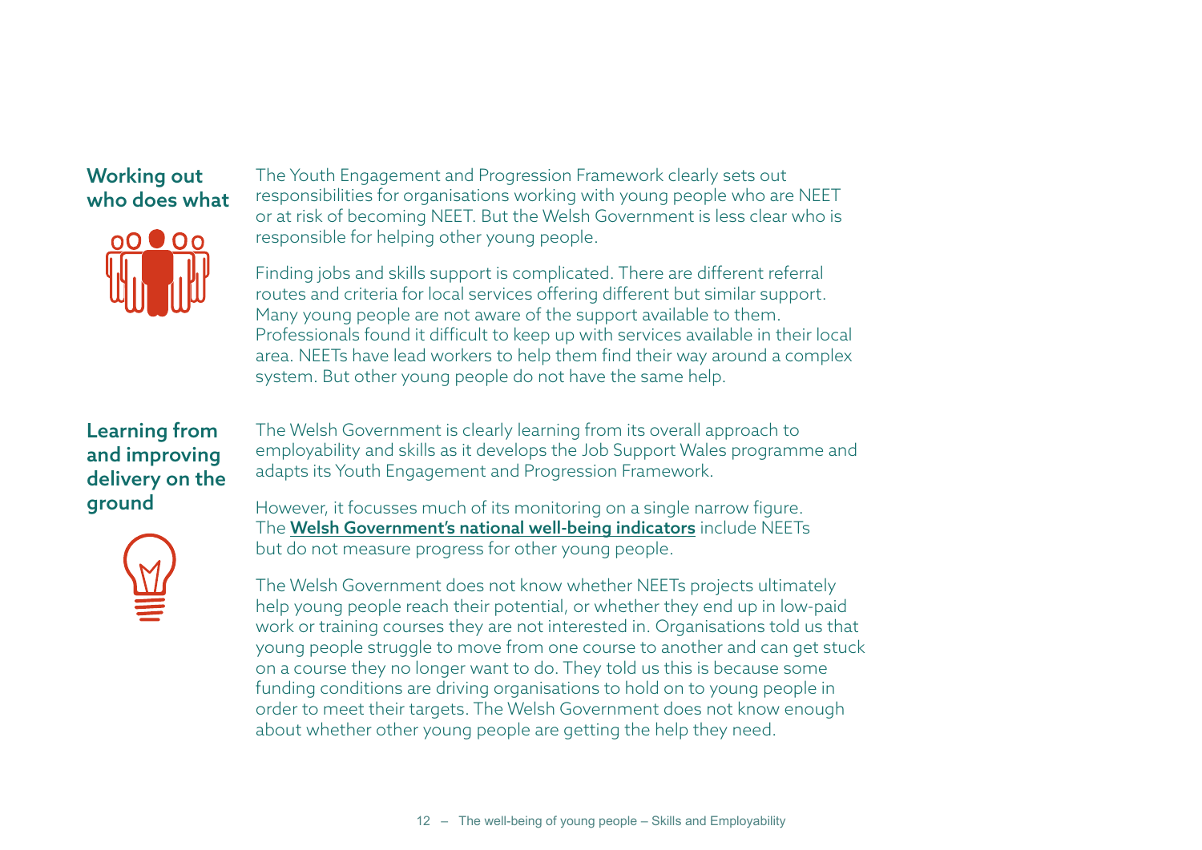## Working out who does what

The Youth Engagement and Progression Framework clearly sets out responsibilities for organisations working with young people who are NEET or at risk of becoming NEET. But the Welsh Government is less clear who is responsible for helping other young people.

Finding jobs and skills support is complicated. There are different referral routes and criteria for local services offering different but similar support. Many young people are not aware of the support available to them. Professionals found it difficult to keep up with services available in their local area. NEETs have lead workers to help them find their way around a complex system. But other young people do not have the same help.

## Learning from and improving delivery on the ground

The Welsh Government is clearly learning from its overall approach to employability and skills as it develops the Job Support Wales programme and adapts its Youth Engagement and Progression Framework.

However, it focusses much of its monitoring on a single narrow figure. The **Welsh Government's national well-being indicators** include NEETs but do not measure progress for other young people.

The Welsh Government does not know whether NEETs projects ultimately help young people reach their potential, or whether they end up in low-paid work or training courses they are not interested in. Organisations told us that young people struggle to move from one course to another and can get stuck on a course they no longer want to do. They told us this is because some funding conditions are driving organisations to hold on to young people in order to meet their targets. The Welsh Government does not know enough about whether other young people are getting the help they need.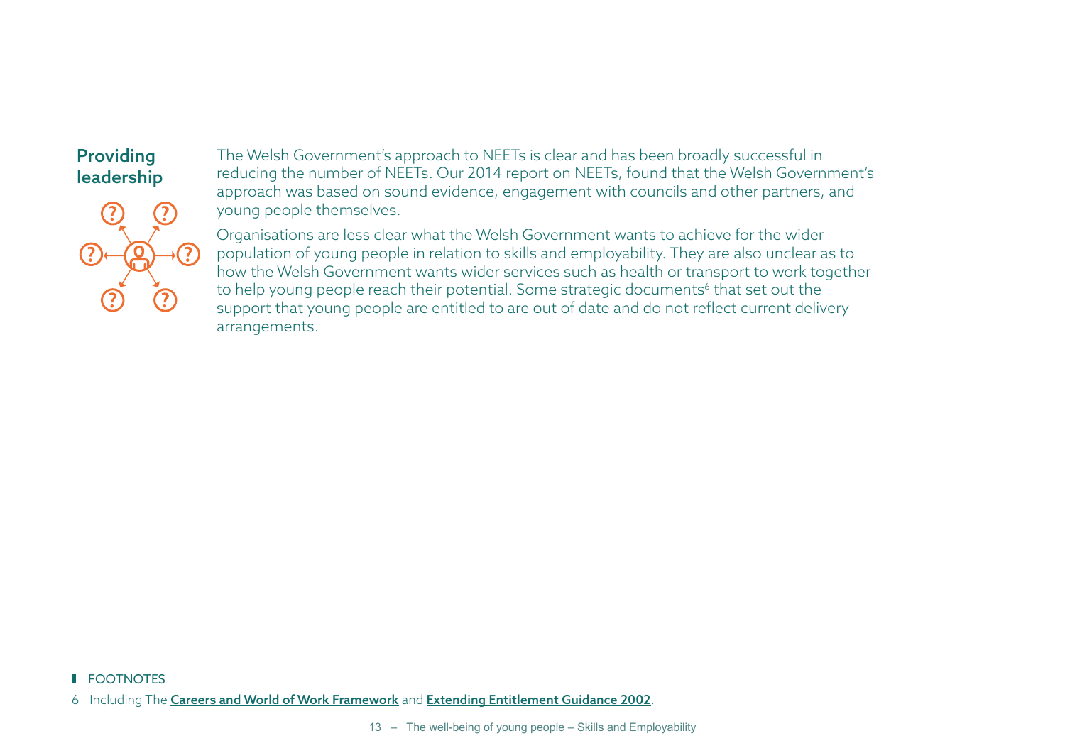## Providing leadership

The Welsh Government's approach to NEETs is clear and has been broadly successful in reducing the number of NEETs. Our 2014 report on NEETs, found that the Welsh Government's approach was based on sound evidence, engagement with councils and other partners, and young people themselves.

Organisations are less clear what the Welsh Government wants to achieve for the wider population of young people in relation to skills and employability. They are also unclear as to how the Welsh Government wants wider services such as health or transport to work together to help young people reach their potential. Some strategic documents[6] that set out the support that young people are entitled to are out of date and do not reflect current delivery arrangements.

FOOTNOTES

6 Including The **Careers and World of Work Framework** and **Extending Entitlement Guidance 2002**.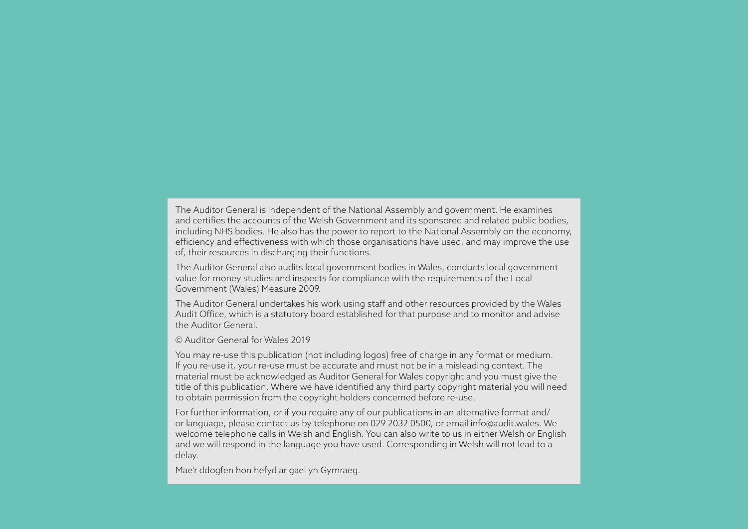The Auditor General is independent of the National Assembly and government. He examines and certifies the accounts of the Welsh Government and its sponsored and related public bodies, including NHS bodies. He also has the power to report to the National Assembly on the economy, efficiency and effectiveness with which those organisations have used, and may improve the use of, their resources in discharging their functions.

The Auditor General also audits local government bodies in Wales, conducts local government value for money studies and inspects for compliance with the requirements of the Local Government (Wales) Measure 2009.

The Auditor General undertakes his work using staff and other resources provided by the Wales Audit Office, which is a statutory board established for that purpose and to monitor and advise the Auditor General.

© Auditor General for Wales 2019

You may re-use this publication (not including logos) free of charge in any format or medium. If you re-use it, your re-use must be accurate and must not be in a misleading context. The material must be acknowledged as Auditor General for Wales copyright and you must give the title of this publication. Where we have identified any third party copyright material you will need to obtain permission from the copyright holders concerned before re-use.

For further information, or if you require any of our publications in an alternative format and/or language, please contact us by telephone on 029 2032 0500, or email info@audit.wales. We welcome telephone calls in Welsh and English. You can also write to us in either Welsh or English and we will respond in the language you have used. Corresponding in Welsh will not lead to a delay.

Mae'r ddogfen hon hefyd ar gael yn Gymraeg.